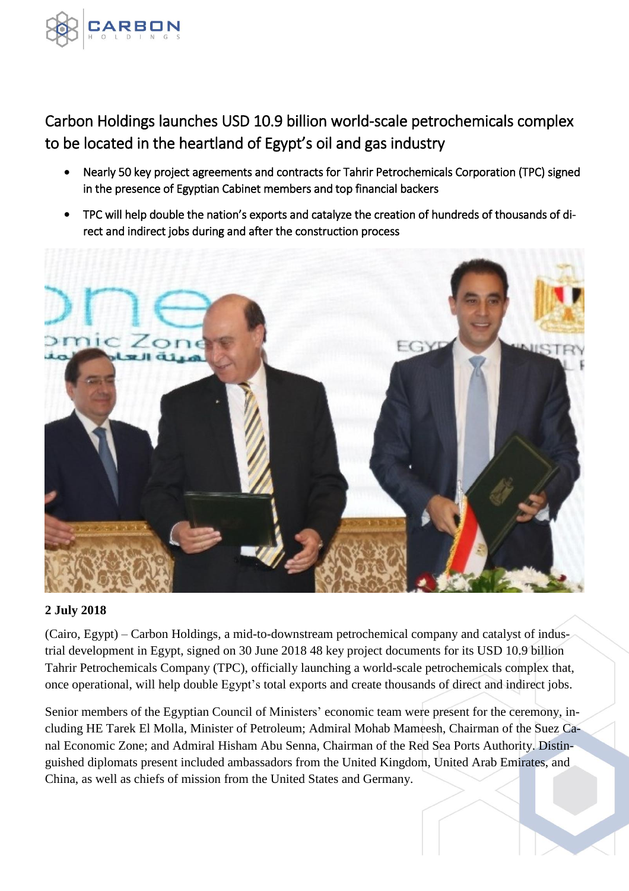# Carbon Holdings launches USD 10.9 billion world-scale petrochemicals complex to be located in the heartland of Egypt's oil and gas industry

- Nearly 50 key project agreements and contracts for Tahrir Petrochemicals Corporation (TPC) signed in the presence of Egyptian Cabinet members and top financial backers
- TPC will help double the nation's exports and catalyze the creation of hundreds of thousands of direct and indirect jobs during and after the construction process

**2 July 2018**

(Cairo, Egypt) – Carbon Holdings, a mid-to-downstream petrochemical company and catalyst of industrial development in Egypt, signed on 30 June 2018 48 key project documents for its USD 10.9 billion Tahrir Petrochemicals Company (TPC), officially launching a world-scale petrochemicals complex that, once operational, will help double Egypt's total exports and create thousands of direct and indirect jobs.

Senior members of the Egyptian Council of Ministers' economic team were present for the ceremony, including HE Tarek El Molla, Minister of Petroleum; Admiral Mohab Mameesh, Chairman of the Suez Canal Economic Zone; and Admiral Hisham Abu Senna, Chairman of the Red Sea Ports Authority. Distinguished diplomats present included ambassadors from the United Kingdom, United Arab Emirates, and China, as well as chiefs of mission from the United States and Germany.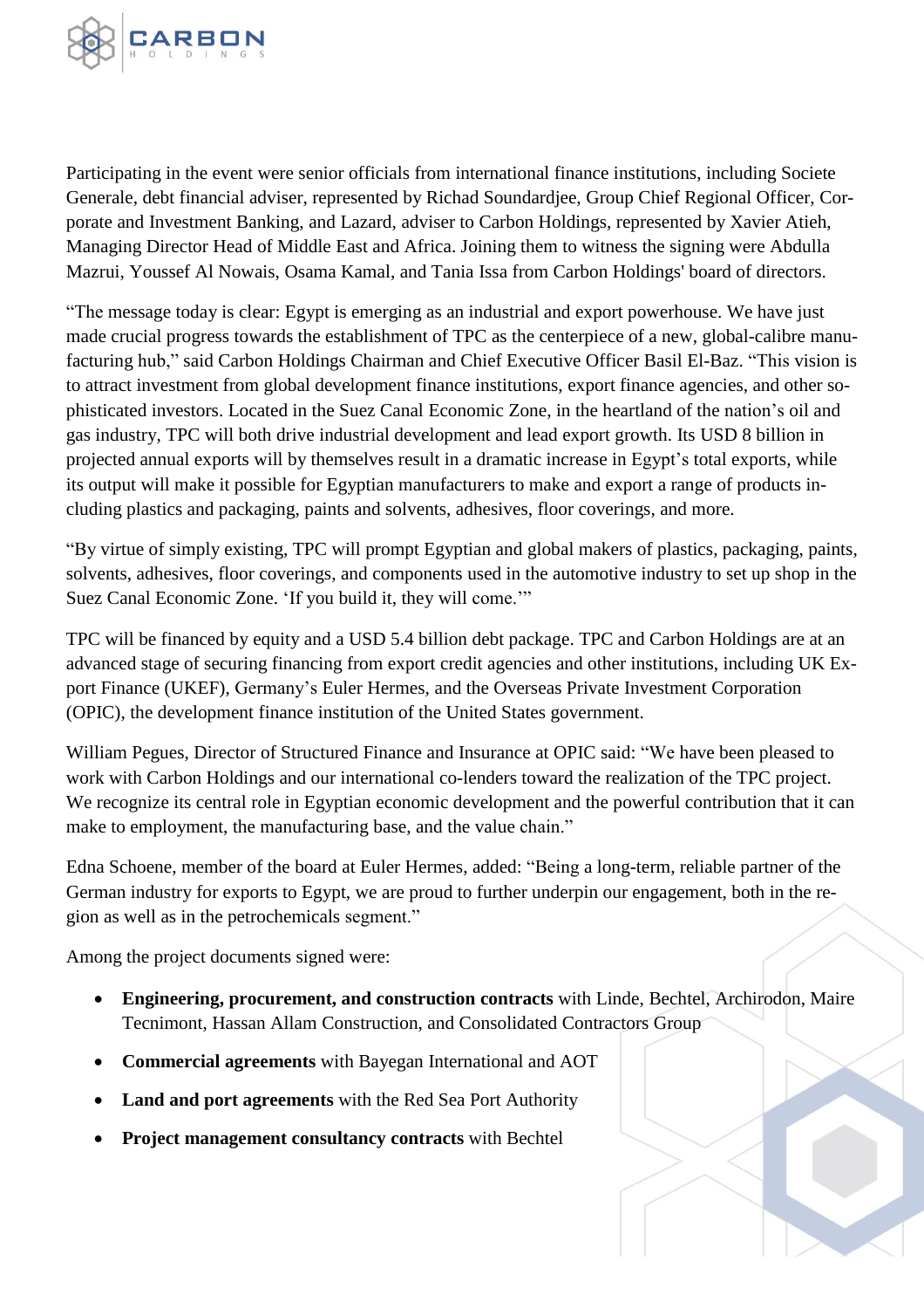Participating in the event were senior officials from international finance institutions, including Societe Generale, debt financial adviser, represented by Richad Soundardjee, Group Chief Regional Officer, Corporate and Investment Banking, and Lazard, adviser to Carbon Holdings, represented by Xavier Atieh, Managing Director Head of Middle East and Africa. Joining them to witness the signing were Abdulla Mazrui, Youssef Al Nowais, Osama Kamal, and Tania Issa from Carbon Holdings' board of directors.

"The message today is clear: Egypt is emerging as an industrial and export powerhouse. We have just made crucial progress towards the establishment of TPC as the centerpiece of a new, global-calibre manufacturing hub," said Carbon Holdings Chairman and Chief Executive Officer Basil El-Baz. "This vision is to attract investment from global development finance institutions, export finance agencies, and other sophisticated investors. Located in the Suez Canal Economic Zone, in the heartland of the nation's oil and gas industry, TPC will both drive industrial development and lead export growth. Its USD 8 billion in projected annual exports will by themselves result in a dramatic increase in Egypt's total exports, while its output will make it possible for Egyptian manufacturers to make and export a range of products including plastics and packaging, paints and solvents, adhesives, floor coverings, and more.

"By virtue of simply existing, TPC will prompt Egyptian and global makers of plastics, packaging, paints, solvents, adhesives, floor coverings, and components used in the automotive industry to set up shop in the Suez Canal Economic Zone. 'If you build it, they will come.'"

TPC will be financed by equity and a USD 5.4 billion debt package. TPC and Carbon Holdings are at an advanced stage of securing financing from export credit agencies and other institutions, including UK Export Finance (UKEF), Germany's Euler Hermes, and the Overseas Private Investment Corporation (OPIC), the development finance institution of the United States government.

William Pegues, Director of Structured Finance and Insurance at OPIC said: "We have been pleased to work with Carbon Holdings and our international co-lenders toward the realization of the TPC project. We recognize its central role in Egyptian economic development and the powerful contribution that it can make to employment, the manufacturing base, and the value chain."

Edna Schoene, member of the board at Euler Hermes, added: "Being a long-term, reliable partner of the German industry for exports to Egypt, we are proud to further underpin our engagement, both in the region as well as in the petrochemicals segment."

Among the project documents signed were:

- **Engineering, procurement, and construction contracts** with Linde, Bechtel, Archirodon, Maire Tecnimont, Hassan Allam Construction, and Consolidated Contractors Group
- **Commercial agreements** with Bayegan International and AOT
- **Land and port agreements** with the Red Sea Port Authority
- **Project management consultancy contracts** with Bechtel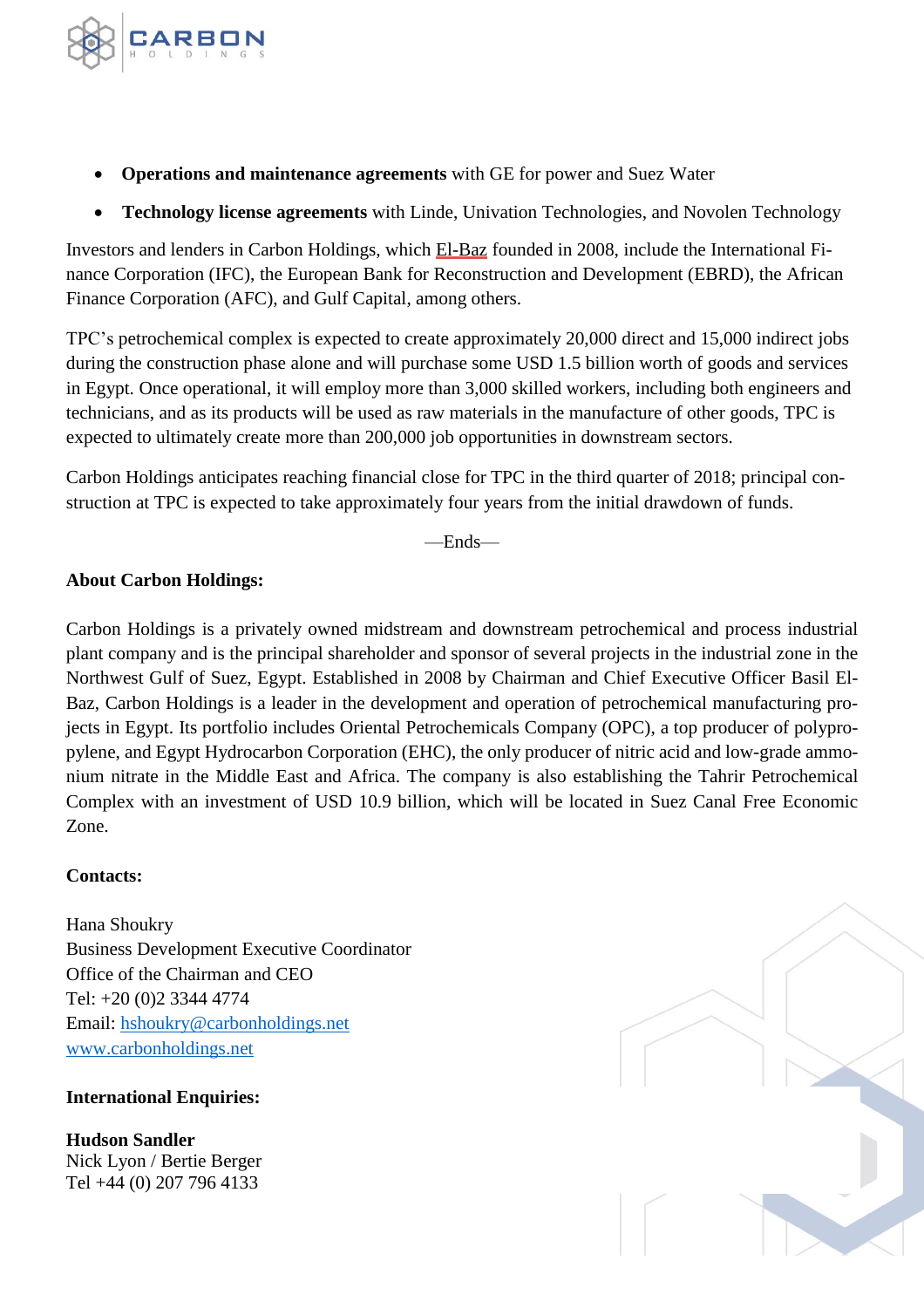- **Operations and maintenance agreements** with GE for power and Suez Water
- **Technology license agreements** with Linde, Univation Technologies, and Novolen Technology

Investors and lenders in Carbon Holdings, which El-Baz founded in 2008, include the International Finance Corporation (IFC), the European Bank for Reconstruction and Development (EBRD), the African Finance Corporation (AFC), and Gulf Capital, among others.

TPC's petrochemical complex is expected to create approximately 20,000 direct and 15,000 indirect jobs during the construction phase alone and will purchase some USD 1.5 billion worth of goods and services in Egypt. Once operational, it will employ more than 3,000 skilled workers, including both engineers and technicians, and as its products will be used as raw materials in the manufacture of other goods, TPC is expected to ultimately create more than 200,000 job opportunities in downstream sectors.

Carbon Holdings anticipates reaching financial close for TPC in the third quarter of 2018; principal construction at TPC is expected to take approximately four years from the initial drawdown of funds.

—Ends—

**About Carbon Holdings:**

Carbon Holdings is a privately owned midstream and downstream petrochemical and process industrial plant company and is the principal shareholder and sponsor of several projects in the industrial zone in the Northwest Gulf of Suez, Egypt. Established in 2008 by Chairman and Chief Executive Officer Basil El-Baz, Carbon Holdings is a leader in the development and operation of petrochemical manufacturing projects in Egypt. Its portfolio includes Oriental Petrochemicals Company (OPC), a top producer of polypropylene, and Egypt Hydrocarbon Corporation (EHC), the only producer of nitric acid and low-grade ammonium nitrate in the Middle East and Africa. The company is also establishing the Tahrir Petrochemical Complex with an investment of USD 10.9 billion, which will be located in Suez Canal Free Economic Zone.

**Contacts:**

Hana Shoukry
Business Development Executive Coordinator
Office of the Chairman and CEO
Tel: +20 (0)2 3344 4774
Email: hshoukry@carbonholdings.net
www.carbonholdings.net

**International Enquiries:**

**Hudson Sandler**
Nick Lyon / Bertie Berger
Tel +44 (0) 207 796 4133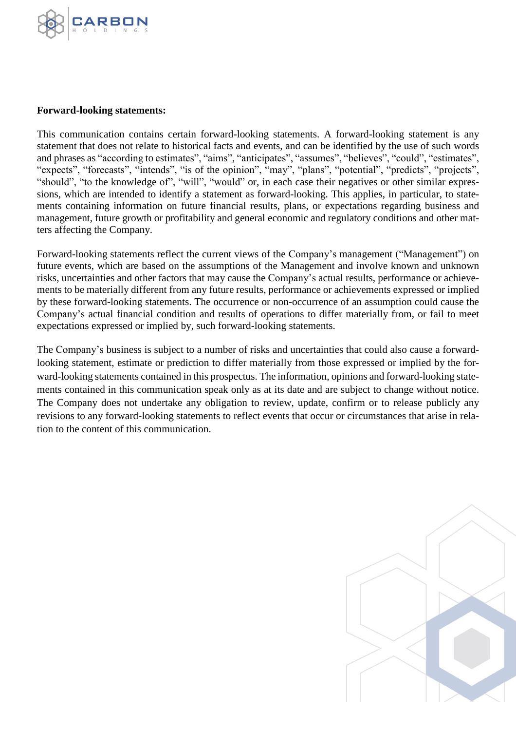**Forward-looking statements:**

This communication contains certain forward-looking statements. A forward-looking statement is any statement that does not relate to historical facts and events, and can be identified by the use of such words and phrases as "according to estimates", "aims", "anticipates", "assumes", "believes", "could", "estimates", "expects", "forecasts", "intends", "is of the opinion", "may", "plans", "potential", "predicts", "projects", "should", "to the knowledge of", "will", "would" or, in each case their negatives or other similar expressions, which are intended to identify a statement as forward-looking. This applies, in particular, to statements containing information on future financial results, plans, or expectations regarding business and management, future growth or profitability and general economic and regulatory conditions and other matters affecting the Company.

Forward-looking statements reflect the current views of the Company's management ("Management") on future events, which are based on the assumptions of the Management and involve known and unknown risks, uncertainties and other factors that may cause the Company's actual results, performance or achievements to be materially different from any future results, performance or achievements expressed or implied by these forward-looking statements. The occurrence or non-occurrence of an assumption could cause the Company's actual financial condition and results of operations to differ materially from, or fail to meet expectations expressed or implied by, such forward-looking statements.

The Company's business is subject to a number of risks and uncertainties that could also cause a forward-looking statement, estimate or prediction to differ materially from those expressed or implied by the forward-looking statements contained in this prospectus. The information, opinions and forward-looking statements contained in this communication speak only as at its date and are subject to change without notice. The Company does not undertake any obligation to review, update, confirm or to release publicly any revisions to any forward-looking statements to reflect events that occur or circumstances that arise in relation to the content of this communication.